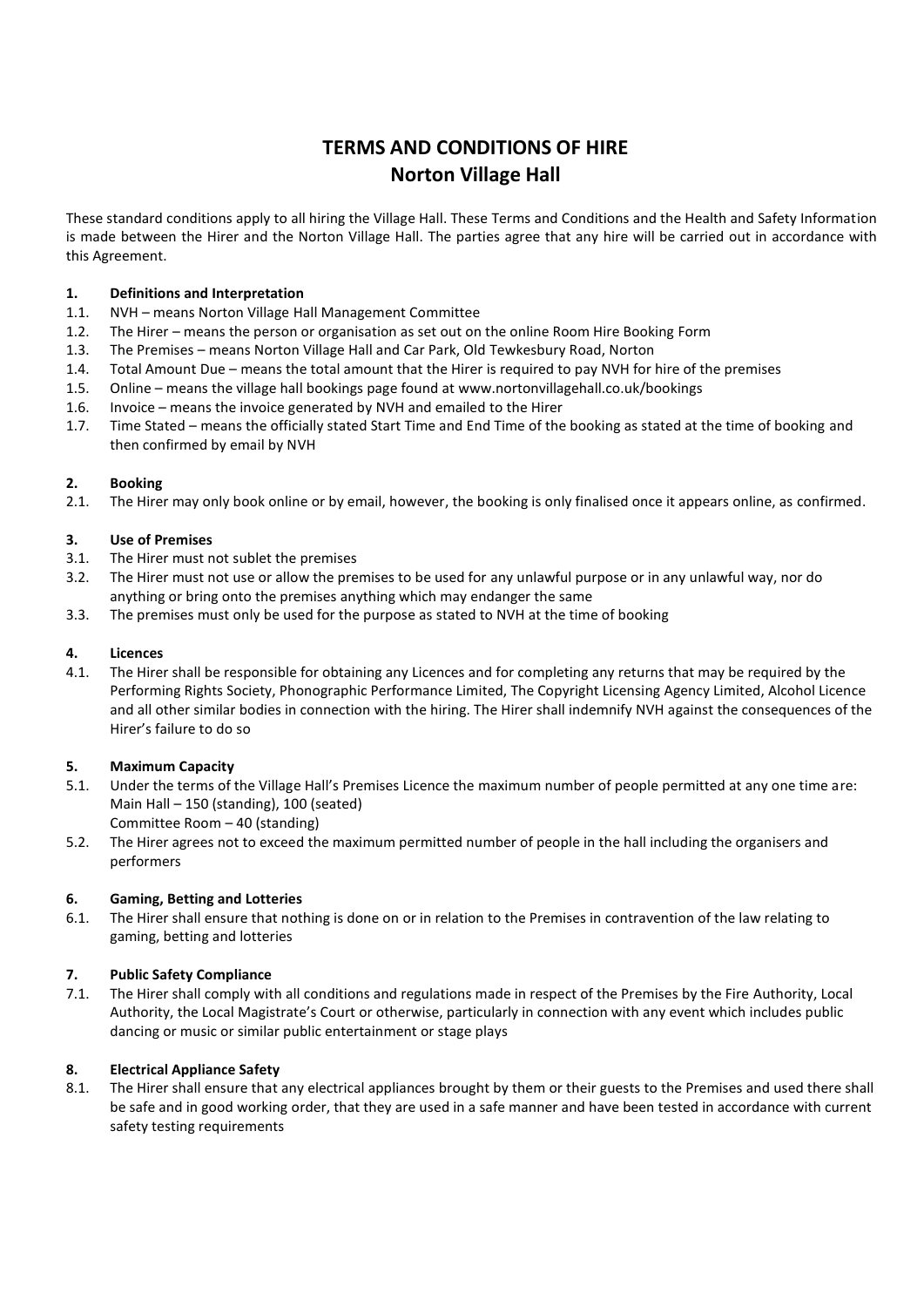# TERMS AND CONDITIONS OF HIRE
# Norton Village Hall

These standard conditions apply to all hiring the Village Hall. These Terms and Conditions and the Health and Safety Information is made between the Hirer and the Norton Village Hall. The parties agree that any hire will be carried out in accordance with this Agreement.

**1. Definitions and Interpretation**

1.1. NVH – means Norton Village Hall Management Committee

1.2. The Hirer – means the person or organisation as set out on the online Room Hire Booking Form

1.3. The Premises – means Norton Village Hall and Car Park, Old Tewkesbury Road, Norton

1.4. Total Amount Due – means the total amount that the Hirer is required to pay NVH for hire of the premises

1.5. Online – means the village hall bookings page found at www.nortonvillagehall.co.uk/bookings

1.6. Invoice – means the invoice generated by NVH and emailed to the Hirer

1.7. Time Stated – means the officially stated Start Time and End Time of the booking as stated at the time of booking and then confirmed by email by NVH

**2. Booking**

2.1. The Hirer may only book online or by email, however, the booking is only finalised once it appears online, as confirmed.

**3. Use of Premises**

3.1. The Hirer must not sublet the premises

3.2. The Hirer must not use or allow the premises to be used for any unlawful purpose or in any unlawful way, nor do anything or bring onto the premises anything which may endanger the same

3.3. The premises must only be used for the purpose as stated to NVH at the time of booking

**4. Licences**

4.1. The Hirer shall be responsible for obtaining any Licences and for completing any returns that may be required by the Performing Rights Society, Phonographic Performance Limited, The Copyright Licensing Agency Limited, Alcohol Licence and all other similar bodies in connection with the hiring. The Hirer shall indemnify NVH against the consequences of the Hirer's failure to do so

**5. Maximum Capacity**

5.1. Under the terms of the Village Hall's Premises Licence the maximum number of people permitted at any one time are:
Main Hall – 150 (standing), 100 (seated)
Committee Room – 40 (standing)

5.2. The Hirer agrees not to exceed the maximum permitted number of people in the hall including the organisers and performers

**6. Gaming, Betting and Lotteries**

6.1. The Hirer shall ensure that nothing is done on or in relation to the Premises in contravention of the law relating to gaming, betting and lotteries

**7. Public Safety Compliance**

7.1. The Hirer shall comply with all conditions and regulations made in respect of the Premises by the Fire Authority, Local Authority, the Local Magistrate's Court or otherwise, particularly in connection with any event which includes public dancing or music or similar public entertainment or stage plays

**8. Electrical Appliance Safety**

8.1. The Hirer shall ensure that any electrical appliances brought by them or their guests to the Premises and used there shall be safe and in good working order, that they are used in a safe manner and have been tested in accordance with current safety testing requirements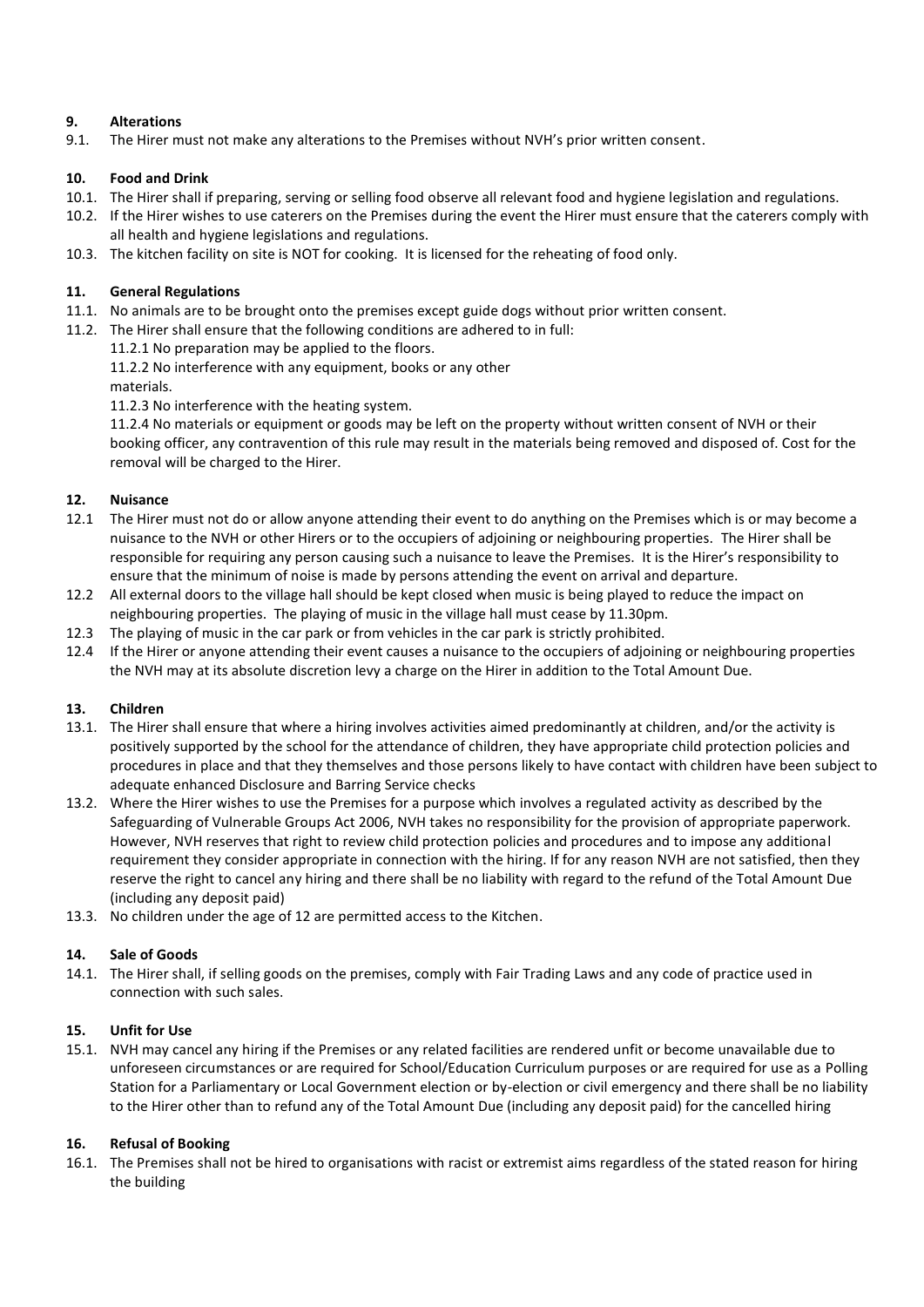## 9. Alterations

9.1. The Hirer must not make any alterations to the Premises without NVH's prior written consent.

## 10. Food and Drink

10.1. The Hirer shall if preparing, serving or selling food observe all relevant food and hygiene legislation and regulations.

10.2. If the Hirer wishes to use caterers on the Premises during the event the Hirer must ensure that the caterers comply with all health and hygiene legislations and regulations.

10.3. The kitchen facility on site is NOT for cooking. It is licensed for the reheating of food only.

## 11. General Regulations

11.1. No animals are to be brought onto the premises except guide dogs without prior written consent.

11.2. The Hirer shall ensure that the following conditions are adhered to in full:

11.2.1 No preparation may be applied to the floors.

11.2.2 No interference with any equipment, books or any other materials.

11.2.3 No interference with the heating system.

11.2.4 No materials or equipment or goods may be left on the property without written consent of NVH or their booking officer, any contravention of this rule may result in the materials being removed and disposed of. Cost for the removal will be charged to the Hirer.

## 12. Nuisance

12.1 The Hirer must not do or allow anyone attending their event to do anything on the Premises which is or may become a nuisance to the NVH or other Hirers or to the occupiers of adjoining or neighbouring properties. The Hirer shall be responsible for requiring any person causing such a nuisance to leave the Premises. It is the Hirer's responsibility to ensure that the minimum of noise is made by persons attending the event on arrival and departure.

12.2 All external doors to the village hall should be kept closed when music is being played to reduce the impact on neighbouring properties. The playing of music in the village hall must cease by 11.30pm.

12.3 The playing of music in the car park or from vehicles in the car park is strictly prohibited.

12.4 If the Hirer or anyone attending their event causes a nuisance to the occupiers of adjoining or neighbouring properties the NVH may at its absolute discretion levy a charge on the Hirer in addition to the Total Amount Due.

## 13. Children

13.1. The Hirer shall ensure that where a hiring involves activities aimed predominantly at children, and/or the activity is positively supported by the school for the attendance of children, they have appropriate child protection policies and procedures in place and that they themselves and those persons likely to have contact with children have been subject to adequate enhanced Disclosure and Barring Service checks

13.2. Where the Hirer wishes to use the Premises for a purpose which involves a regulated activity as described by the Safeguarding of Vulnerable Groups Act 2006, NVH takes no responsibility for the provision of appropriate paperwork. However, NVH reserves that right to review child protection policies and procedures and to impose any additional requirement they consider appropriate in connection with the hiring. If for any reason NVH are not satisfied, then they reserve the right to cancel any hiring and there shall be no liability with regard to the refund of the Total Amount Due (including any deposit paid)

13.3. No children under the age of 12 are permitted access to the Kitchen.

## 14. Sale of Goods

14.1. The Hirer shall, if selling goods on the premises, comply with Fair Trading Laws and any code of practice used in connection with such sales.

## 15. Unfit for Use

15.1. NVH may cancel any hiring if the Premises or any related facilities are rendered unfit or become unavailable due to unforeseen circumstances or are required for School/Education Curriculum purposes or are required for use as a Polling Station for a Parliamentary or Local Government election or by-election or civil emergency and there shall be no liability to the Hirer other than to refund any of the Total Amount Due (including any deposit paid) for the cancelled hiring

## 16. Refusal of Booking

16.1. The Premises shall not be hired to organisations with racist or extremist aims regardless of the stated reason for hiring the building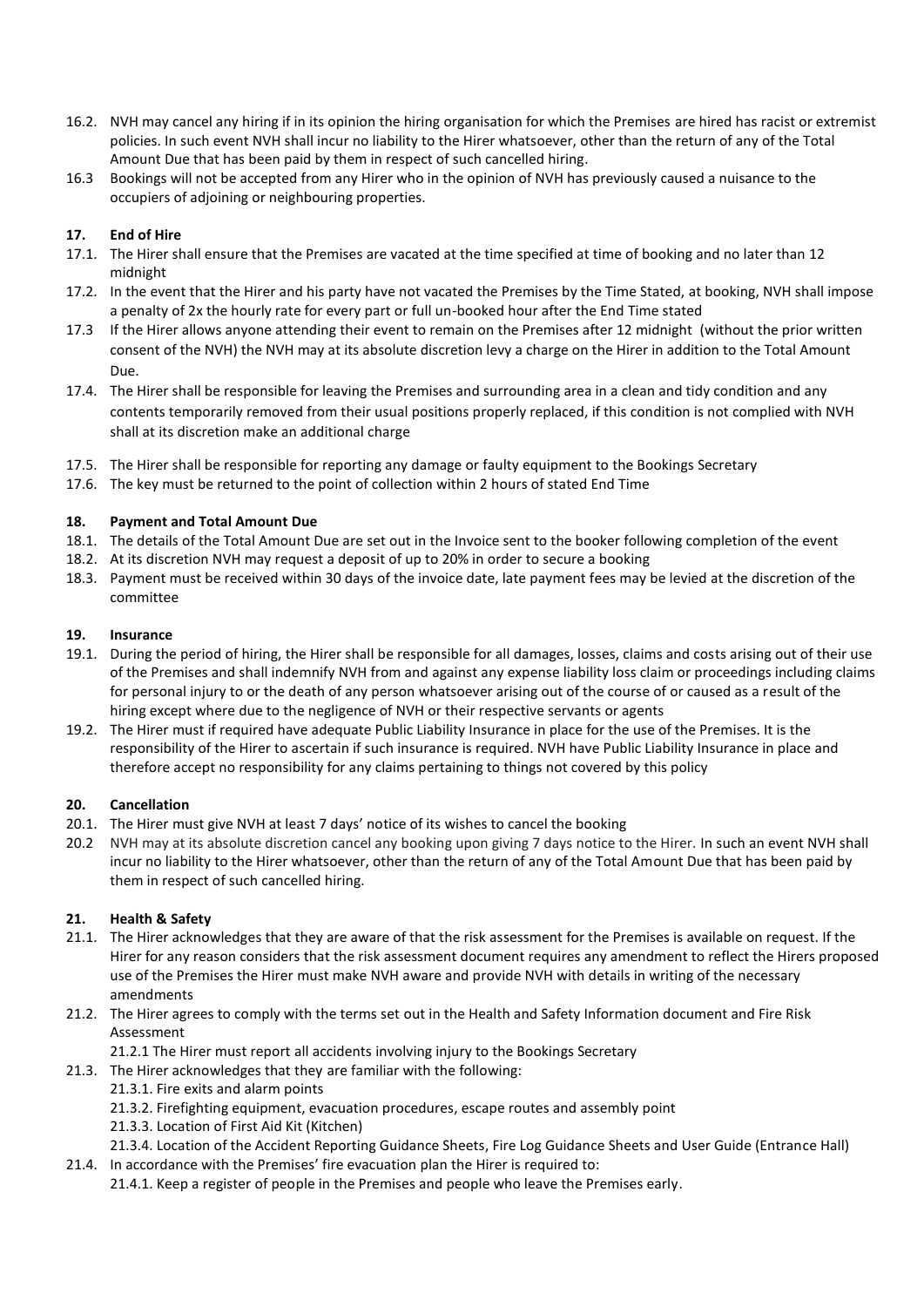16.2. NVH may cancel any hiring if in its opinion the hiring organisation for which the Premises are hired has racist or extremist policies. In such event NVH shall incur no liability to the Hirer whatsoever, other than the return of any of the Total Amount Due that has been paid by them in respect of such cancelled hiring.

16.3 Bookings will not be accepted from any Hirer who in the opinion of NVH has previously caused a nuisance to the occupiers of adjoining or neighbouring properties.

## 17. End of Hire

17.1. The Hirer shall ensure that the Premises are vacated at the time specified at time of booking and no later than 12 midnight

17.2. In the event that the Hirer and his party have not vacated the Premises by the Time Stated, at booking, NVH shall impose a penalty of 2x the hourly rate for every part or full un-booked hour after the End Time stated

17.3 If the Hirer allows anyone attending their event to remain on the Premises after 12 midnight (without the prior written consent of the NVH) the NVH may at its absolute discretion levy a charge on the Hirer in addition to the Total Amount Due.

17.4. The Hirer shall be responsible for leaving the Premises and surrounding area in a clean and tidy condition and any contents temporarily removed from their usual positions properly replaced, if this condition is not complied with NVH shall at its discretion make an additional charge

17.5. The Hirer shall be responsible for reporting any damage or faulty equipment to the Bookings Secretary

17.6. The key must be returned to the point of collection within 2 hours of stated End Time

## 18. Payment and Total Amount Due

18.1. The details of the Total Amount Due are set out in the Invoice sent to the booker following completion of the event

18.2. At its discretion NVH may request a deposit of up to 20% in order to secure a booking

18.3. Payment must be received within 30 days of the invoice date, late payment fees may be levied at the discretion of the committee

## 19. Insurance

19.1. During the period of hiring, the Hirer shall be responsible for all damages, losses, claims and costs arising out of their use of the Premises and shall indemnify NVH from and against any expense liability loss claim or proceedings including claims for personal injury to or the death of any person whatsoever arising out of the course of or caused as a result of the hiring except where due to the negligence of NVH or their respective servants or agents

19.2. The Hirer must if required have adequate Public Liability Insurance in place for the use of the Premises. It is the responsibility of the Hirer to ascertain if such insurance is required. NVH have Public Liability Insurance in place and therefore accept no responsibility for any claims pertaining to things not covered by this policy

## 20. Cancellation

20.1. The Hirer must give NVH at least 7 days' notice of its wishes to cancel the booking

20.2 NVH may at its absolute discretion cancel any booking upon giving 7 days notice to the Hirer. In such an event NVH shall incur no liability to the Hirer whatsoever, other than the return of any of the Total Amount Due that has been paid by them in respect of such cancelled hiring.

## 21. Health & Safety

21.1. The Hirer acknowledges that they are aware of that the risk assessment for the Premises is available on request. If the Hirer for any reason considers that the risk assessment document requires any amendment to reflect the Hirers proposed use of the Premises the Hirer must make NVH aware and provide NVH with details in writing of the necessary amendments

21.2. The Hirer agrees to comply with the terms set out in the Health and Safety Information document and Fire Risk Assessment

21.2.1 The Hirer must report all accidents involving injury to the Bookings Secretary

21.3. The Hirer acknowledges that they are familiar with the following:

21.3.1. Fire exits and alarm points

21.3.2. Firefighting equipment, evacuation procedures, escape routes and assembly point

21.3.3. Location of First Aid Kit (Kitchen)

21.3.4. Location of the Accident Reporting Guidance Sheets, Fire Log Guidance Sheets and User Guide (Entrance Hall)

21.4. In accordance with the Premises' fire evacuation plan the Hirer is required to:

21.4.1. Keep a register of people in the Premises and people who leave the Premises early.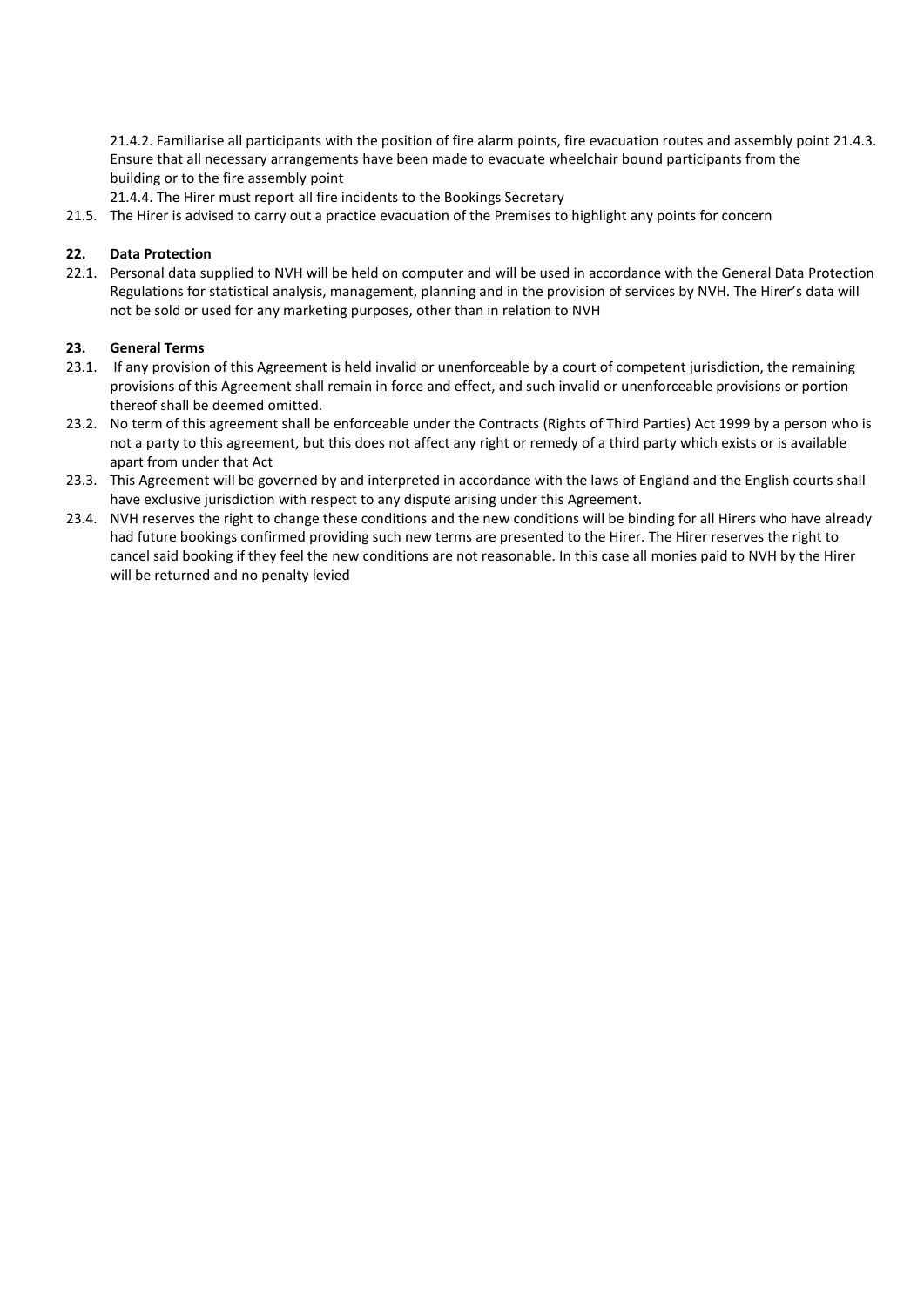21.4.2. Familiarise all participants with the position of fire alarm points, fire evacuation routes and assembly point 21.4.3. Ensure that all necessary arrangements have been made to evacuate wheelchair bound participants from the building or to the fire assembly point

21.4.4. The Hirer must report all fire incidents to the Bookings Secretary

21.5. The Hirer is advised to carry out a practice evacuation of the Premises to highlight any points for concern

**22. Data Protection**

22.1. Personal data supplied to NVH will be held on computer and will be used in accordance with the General Data Protection Regulations for statistical analysis, management, planning and in the provision of services by NVH. The Hirer's data will not be sold or used for any marketing purposes, other than in relation to NVH

**23. General Terms**

23.1. If any provision of this Agreement is held invalid or unenforceable by a court of competent jurisdiction, the remaining provisions of this Agreement shall remain in force and effect, and such invalid or unenforceable provisions or portion thereof shall be deemed omitted.

23.2. No term of this agreement shall be enforceable under the Contracts (Rights of Third Parties) Act 1999 by a person who is not a party to this agreement, but this does not affect any right or remedy of a third party which exists or is available apart from under that Act

23.3. This Agreement will be governed by and interpreted in accordance with the laws of England and the English courts shall have exclusive jurisdiction with respect to any dispute arising under this Agreement.

23.4. NVH reserves the right to change these conditions and the new conditions will be binding for all Hirers who have already had future bookings confirmed providing such new terms are presented to the Hirer. The Hirer reserves the right to cancel said booking if they feel the new conditions are not reasonable. In this case all monies paid to NVH by the Hirer will be returned and no penalty levied